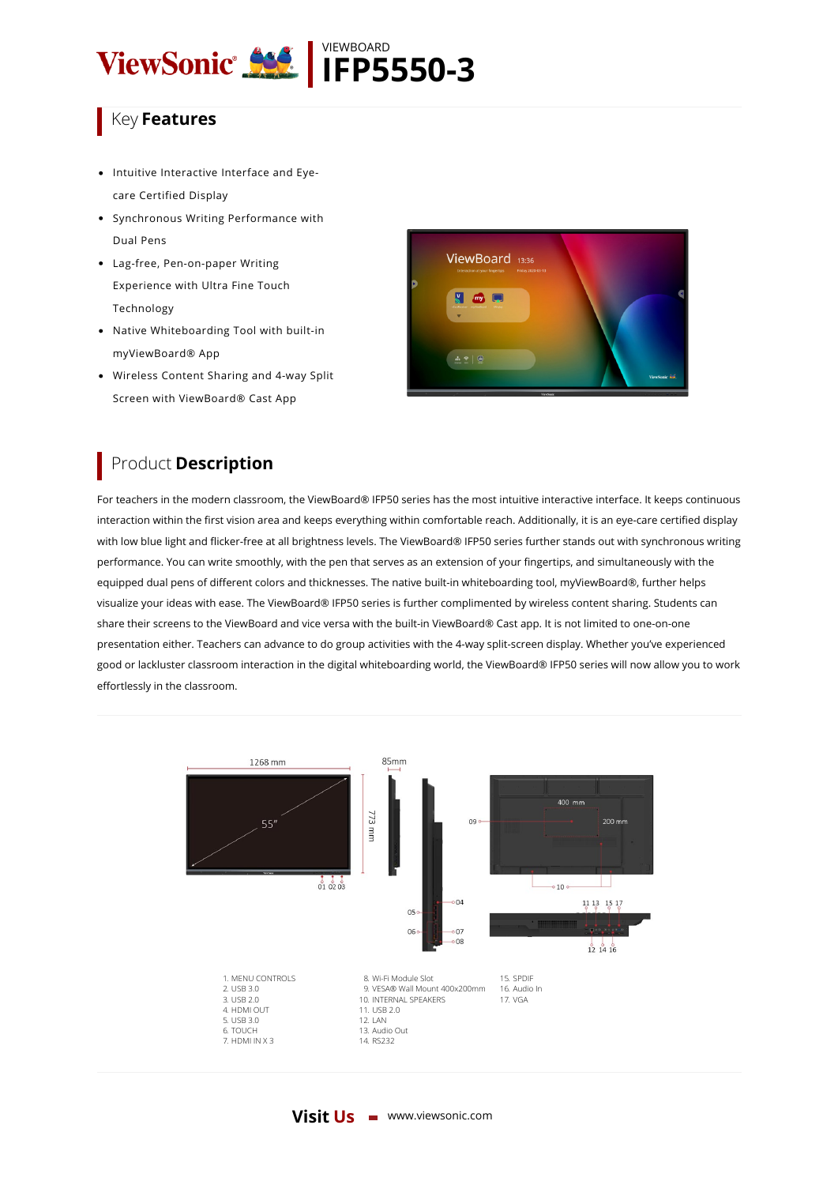ViewSonic

VIEWBOARD

# IFP5550-3

## Key Features

- Intuitive Interactive Interface and Eye-care Certified Display
- Synchronous Writing Performance with Dual Pens
- Lag-free, Pen-on-paper Writing Experience with Ultra Fine Touch Technology
- Native Whiteboarding Tool with built-in myViewBoard® App
- Wireless Content Sharing and 4-way Split Screen with ViewBoard® Cast App

## Product Description

For teachers in the modern classroom, the ViewBoard® IFP50 series has the most intuitive interactive interface. It keeps continuous interaction within the first vision area and keeps everything within comfortable reach. Additionally, it is an eye-care certified display with low blue light and flicker-free at all brightness levels. The ViewBoard® IFP50 series further stands out with synchronous writing performance. You can write smoothly, with the pen that serves as an extension of your fingertips, and simultaneously with the equipped dual pens of different colors and thicknesses. The native built-in whiteboarding tool, myViewBoard®, further helps visualize your ideas with ease. The ViewBoard® IFP50 series is further complimented by wireless content sharing. Students can share their screens to the ViewBoard and vice versa with the built-in ViewBoard® Cast app. It is not limited to one-on-one presentation either. Teachers can advance to do group activities with the 4-way split-screen display. Whether you've experienced good or lackluster classroom interaction in the digital whiteboarding world, the ViewBoard® IFP50 series will now allow you to work effortlessly in the classroom.

1268 mm | 55" | 773 mm | 85mm | 400 mm | 200 mm

1. MENU CONTROLS
2. USB 3.0
3. USB 2.0
4. HDMI OUT
5. USB 3.0
6. TOUCH
7. HDMI IN X 3
8. Wi-Fi Module Slot
9. VESA® Wall Mount 400x200mm
10. INTERNAL SPEAKERS
11. USB 2.0
12. LAN
13. Audio Out
14. RS232
15. SPDIF
16. Audio In
17. VGA

**Visit Us** www.viewsonic.com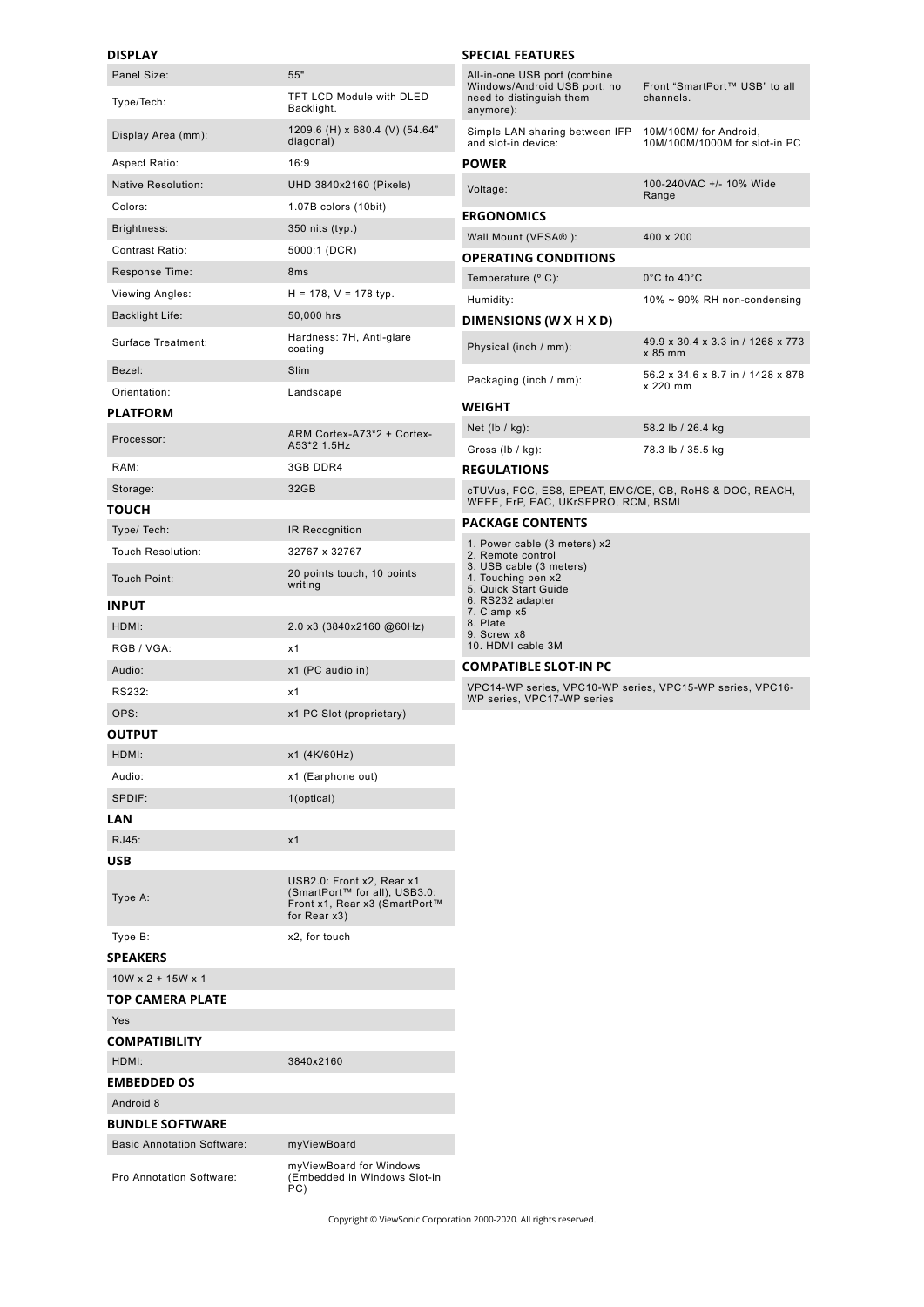## DISPLAY

| | |
|---|---|
| Panel Size: | 55" |
| Type/Tech: | TFT LCD Module with DLED Backlight. |
| Display Area (mm): | 1209.6 (H) x 680.4 (V) (54.64" diagonal) |
| Aspect Ratio: | 16:9 |
| Native Resolution: | UHD 3840x2160 (Pixels) |
| Colors: | 1.07B colors (10bit) |
| Brightness: | 350 nits (typ.) |
| Contrast Ratio: | 5000:1 (DCR) |
| Response Time: | 8ms |
| Viewing Angles: | H = 178, V = 178 typ. |
| Backlight Life: | 50,000 hrs |
| Surface Treatment: | Hardness: 7H, Anti-glare coating |
| Bezel: | Slim |
| Orientation: | Landscape |

## PLATFORM

| | |
|---|---|
| Processor: | ARM Cortex-A73*2 + Cortex-A53*2 1.5Hz |
| RAM: | 3GB DDR4 |
| Storage: | 32GB |

## TOUCH

| | |
|---|---|
| Type/ Tech: | IR Recognition |
| Touch Resolution: | 32767 x 32767 |
| Touch Point: | 20 points touch, 10 points writing |

## INPUT

| | |
|---|---|
| HDMI: | 2.0 x3 (3840x2160 @60Hz) |
| RGB / VGA: | x1 |
| Audio: | x1 (PC audio in) |
| RS232: | x1 |
| OPS: | x1 PC Slot (proprietary) |

## OUTPUT

| | |
|---|---|
| HDMI: | x1 (4K/60Hz) |
| Audio: | x1 (Earphone out) |
| SPDIF: | 1(optical) |

## LAN

| | |
|---|---|
| RJ45: | x1 |

## USB

| | |
|---|---|
| Type A: | USB2.0: Front x2, Rear x1 (SmartPort™ for all), USB3.0: Front x1, Rear x3 (SmartPort™ for Rear x3) |
| Type B: | x2, for touch |

## SPEAKERS

10W x 2 + 15W x 1

## TOP CAMERA PLATE

Yes

## COMPATIBILITY

| | |
|---|---|
| HDMI: | 3840x2160 |

## EMBEDDED OS

Android 8

## BUNDLE SOFTWARE

| | |
|---|---|
| Basic Annotation Software: | myViewBoard |
| Pro Annotation Software: | myViewBoard for Windows (Embedded in Windows Slot-in PC) |

## SPECIAL FEATURES

| | |
|---|---|
| All-in-one USB port (combine Windows/Android USB port; no need to distinguish them anymore): | Front "SmartPort™ USB" to all channels. |
| Simple LAN sharing between IFP and slot-in device: | 10M/100M/ for Android, 10M/100M/1000M for slot-in PC |

## POWER

| | |
|---|---|
| Voltage: | 100-240VAC +/- 10% Wide Range |

## ERGONOMICS

| | |
|---|---|
| Wall Mount (VESA®): | 400 x 200 |

## OPERATING CONDITIONS

| | |
|---|---|
| Temperature (° C): | 0°C to 40°C |
| Humidity: | 10% ~ 90% RH non-condensing |

## DIMENSIONS (W X H X D)

| | |
|---|---|
| Physical (inch / mm): | 49.9 x 30.4 x 3.3 in / 1268 x 773 x 85 mm |
| Packaging (inch / mm): | 56.2 x 34.6 x 8.7 in / 1428 x 878 x 220 mm |

## WEIGHT

| | |
|---|---|
| Net (lb / kg): | 58.2 lb / 26.4 kg |
| Gross (lb / kg): | 78.3 lb / 35.5 kg |

## REGULATIONS

cTUVus, FCC, ES8, EPEAT, EMC/CE, CB, RoHS & DOC, REACH, WEEE, ErP, EAC, UKrSEPRO, RCM, BSMI

## PACKAGE CONTENTS

1. Power cable (3 meters) x2
2. Remote control
3. USB cable (3 meters)
4. Touching pen x2
5. Quick Start Guide
6. RS232 adapter
7. Clamp x5
8. Plate
9. Screw x8
10. HDMI cable 3M

## COMPATIBLE SLOT-IN PC

VPC14-WP series, VPC10-WP series, VPC15-WP series, VPC16-WP series, VPC17-WP series

Copyright © ViewSonic Corporation 2000-2020. All rights reserved.